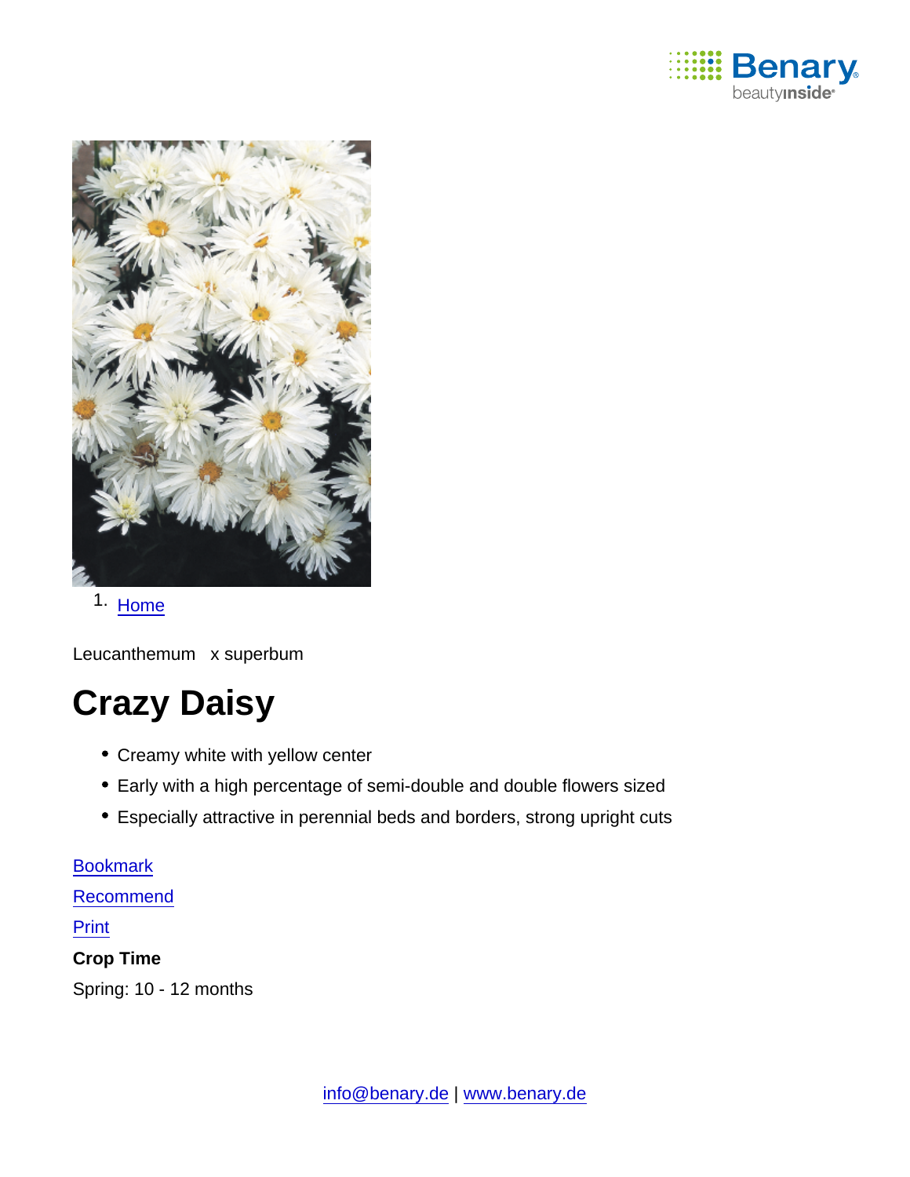1. Home

Leucanthemum x superbum

# Crazy Daisy

- Creamy white with yellow center
- Early with a high percentage of semi-double and double flowers sized
- Especially attractive in perennial beds and borders, strong upright cuts

Bookmark

Recommend

Print

**Crop Time**

Spring: 10 - 12 months

info@benary.de | www.benary.de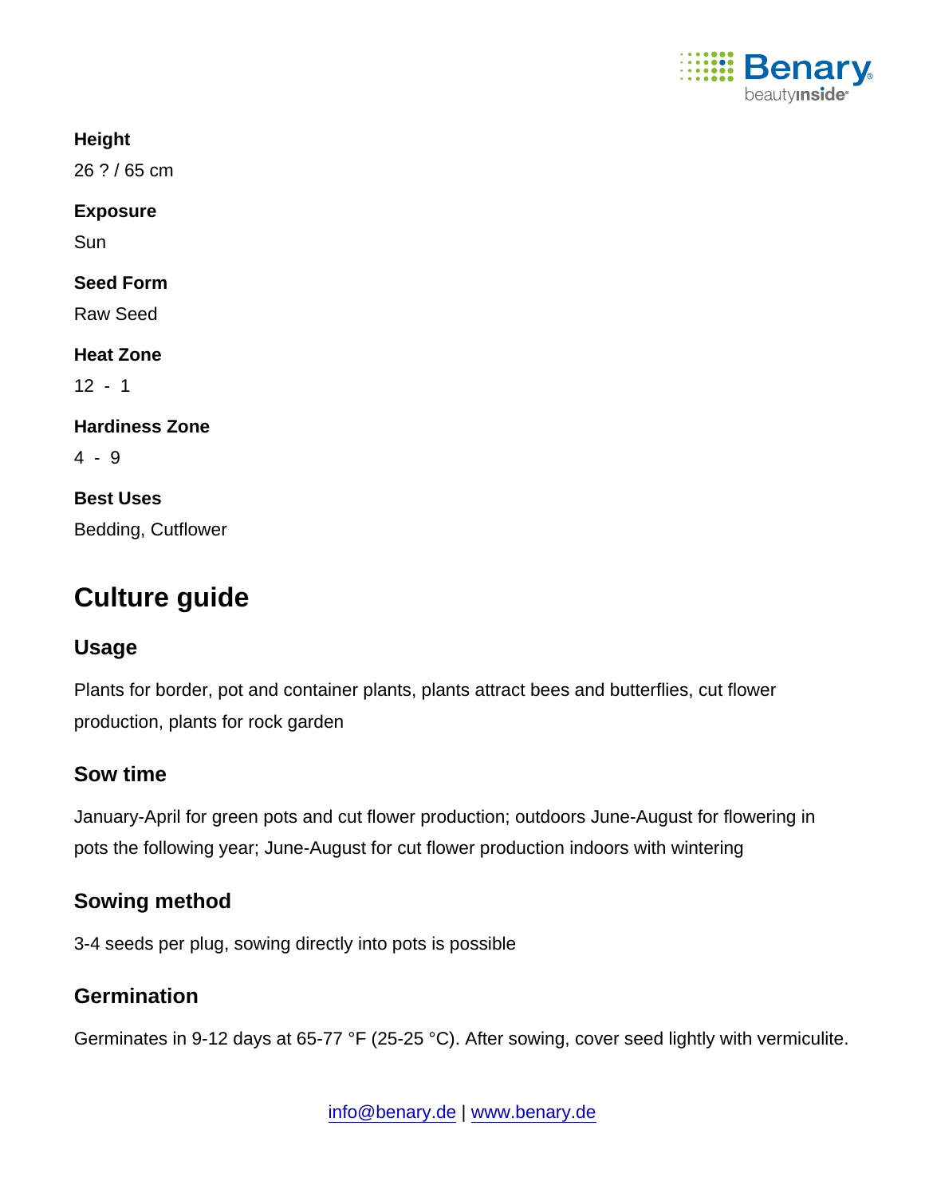**Height**

26 ? / 65 cm

**Exposure**

Sun

**Seed Form**

Raw Seed

**Heat Zone**

12 - 1

**Hardiness Zone**

4 - 9

**Best Uses**

Bedding, Cutflower

# Culture guide

## Usage

Plants for border, pot and container plants, plants attract bees and butterflies, cut flower production, plants for rock garden

## Sow time

January-April for green pots and cut flower production; outdoors June-August for flowering in pots the following year; June-August for cut flower production indoors with wintering

## Sowing method

3-4 seeds per plug, sowing directly into pots is possible

## Germination

Germinates in 9-12 days at 65-77 °F (25-25 °C). After sowing, cover seed lightly with vermiculite.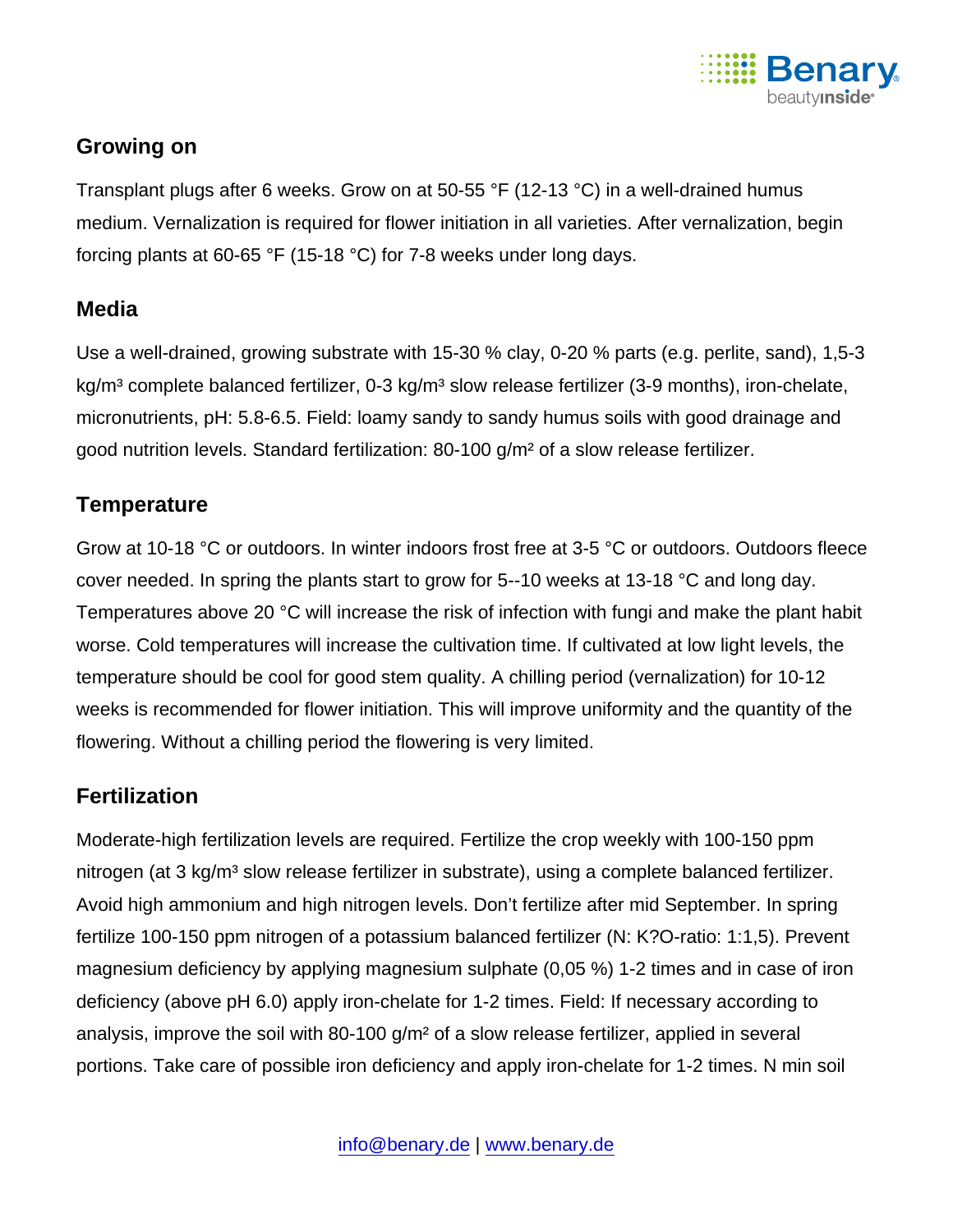## Growing on

Transplant plugs after 6 weeks. Grow on at 50-55 °F (12-13 °C) in a well-drained humus medium. Vernalization is required for flower initiation in all varieties. After vernalization, begin forcing plants at 60-65 °F (15-18 °C) for 7-8 weeks under long days.

## Media

Use a well-drained, growing substrate with 15-30 % clay, 0-20 % parts (e.g. perlite, sand), 1,5-3 kg/m³ complete balanced fertilizer, 0-3 kg/m³ slow release fertilizer (3-9 months), iron-chelate, micronutrients, pH: 5.8-6.5. Field: loamy sandy to sandy humus soils with good drainage and good nutrition levels. Standard fertilization: 80-100 g/m² of a slow release fertilizer.

## Temperature

Grow at 10-18 °C or outdoors. In winter indoors frost free at 3-5 °C or outdoors. Outdoors fleece cover needed. In spring the plants start to grow for 5--10 weeks at 13-18 °C and long day. Temperatures above 20 °C will increase the risk of infection with fungi and make the plant habit worse. Cold temperatures will increase the cultivation time. If cultivated at low light levels, the temperature should be cool for good stem quality. A chilling period (vernalization) for 10-12 weeks is recommended for flower initiation. This will improve uniformity and the quantity of the flowering. Without a chilling period the flowering is very limited.

## Fertilization

Moderate-high fertilization levels are required. Fertilize the crop weekly with 100-150 ppm nitrogen (at 3 kg/m³ slow release fertilizer in substrate), using a complete balanced fertilizer. Avoid high ammonium and high nitrogen levels. Don't fertilize after mid September. In spring fertilize 100-150 ppm nitrogen of a potassium balanced fertilizer (N: K?O-ratio: 1:1,5). Prevent magnesium deficiency by applying magnesium sulphate (0,05 %) 1-2 times and in case of iron deficiency (above pH 6.0) apply iron-chelate for 1-2 times. Field: If necessary according to analysis, improve the soil with 80-100 g/m² of a slow release fertilizer, applied in several portions. Take care of possible iron deficiency and apply iron-chelate for 1-2 times. N min soil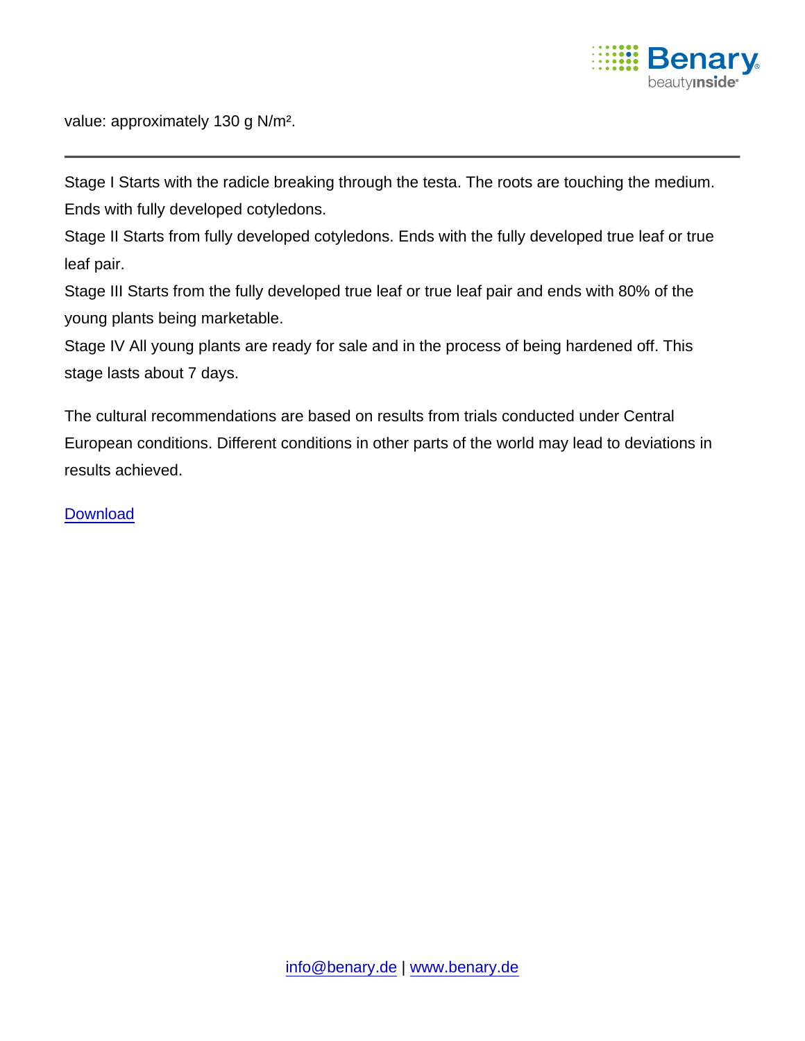value: approximately 130 g N/m².

---

Stage I Starts with the radicle breaking through the testa. The roots are touching the medium. Ends with fully developed cotyledons.
Stage II Starts from fully developed cotyledons. Ends with the fully developed true leaf or true leaf pair.
Stage III Starts from the fully developed true leaf or true leaf pair and ends with 80% of the young plants being marketable.
Stage IV All young plants are ready for sale and in the process of being hardened off. This stage lasts about 7 days.

The cultural recommendations are based on results from trials conducted under Central European conditions. Different conditions in other parts of the world may lead to deviations in results achieved.

Download

info@benary.de | www.benary.de